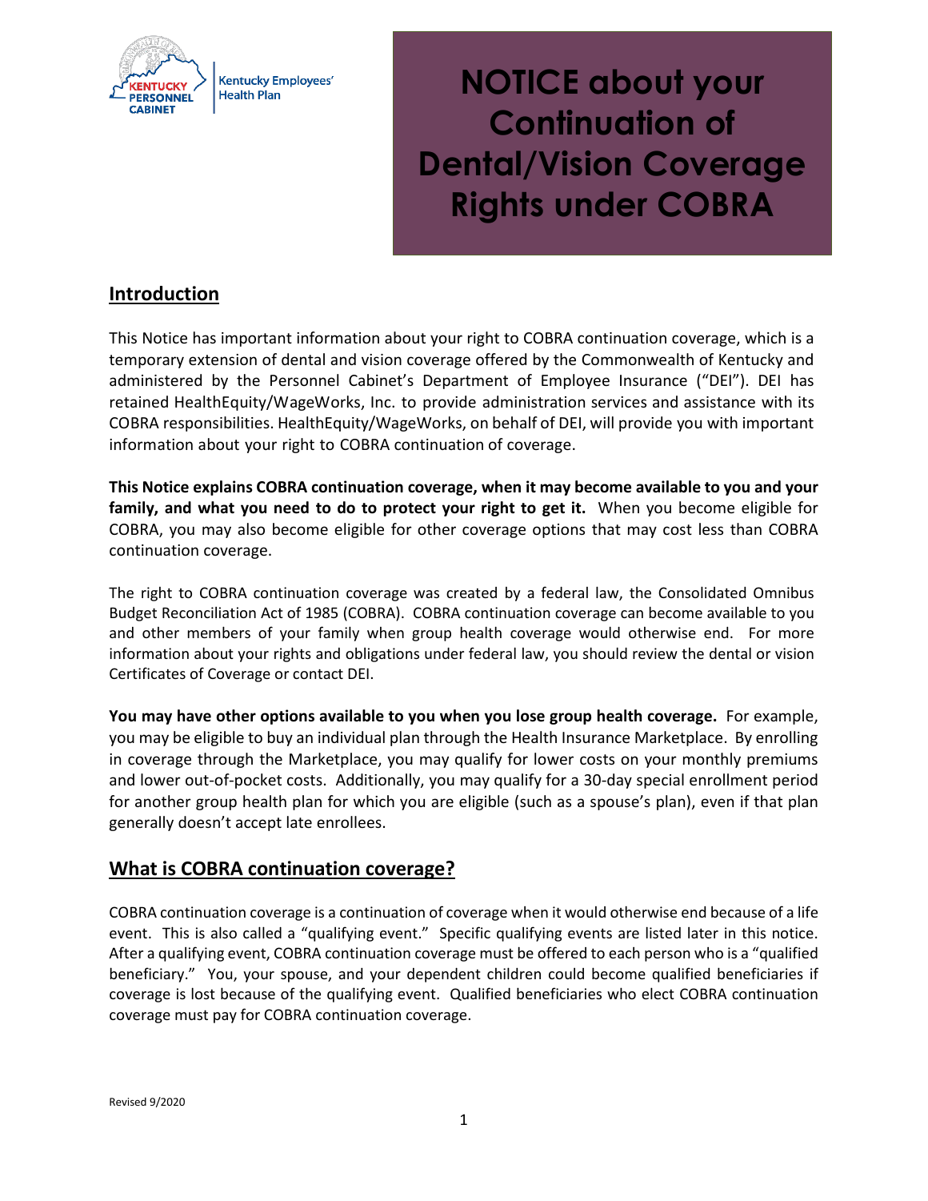Kentucky Personnel Cabinet | Kentucky Employees' Health Plan

# NOTICE about your Continuation of Dental/Vision Coverage Rights under COBRA

## Introduction

This Notice has important information about your right to COBRA continuation coverage, which is a temporary extension of dental and vision coverage offered by the Commonwealth of Kentucky and administered by the Personnel Cabinet's Department of Employee Insurance ("DEI"). DEI has retained HealthEquity/WageWorks, Inc. to provide administration services and assistance with its COBRA responsibilities. HealthEquity/WageWorks, on behalf of DEI, will provide you with important information about your right to COBRA continuation of coverage.

**This Notice explains COBRA continuation coverage, when it may become available to you and your family, and what you need to do to protect your right to get it.** When you become eligible for COBRA, you may also become eligible for other coverage options that may cost less than COBRA continuation coverage.

The right to COBRA continuation coverage was created by a federal law, the Consolidated Omnibus Budget Reconciliation Act of 1985 (COBRA). COBRA continuation coverage can become available to you and other members of your family when group health coverage would otherwise end. For more information about your rights and obligations under federal law, you should review the dental or vision Certificates of Coverage or contact DEI.

**You may have other options available to you when you lose group health coverage.** For example, you may be eligible to buy an individual plan through the Health Insurance Marketplace. By enrolling in coverage through the Marketplace, you may qualify for lower costs on your monthly premiums and lower out-of-pocket costs. Additionally, you may qualify for a 30-day special enrollment period for another group health plan for which you are eligible (such as a spouse's plan), even if that plan generally doesn't accept late enrollees.

## What is COBRA continuation coverage?

COBRA continuation coverage is a continuation of coverage when it would otherwise end because of a life event. This is also called a "qualifying event." Specific qualifying events are listed later in this notice. After a qualifying event, COBRA continuation coverage must be offered to each person who is a "qualified beneficiary." You, your spouse, and your dependent children could become qualified beneficiaries if coverage is lost because of the qualifying event. Qualified beneficiaries who elect COBRA continuation coverage must pay for COBRA continuation coverage.

Revised 9/2020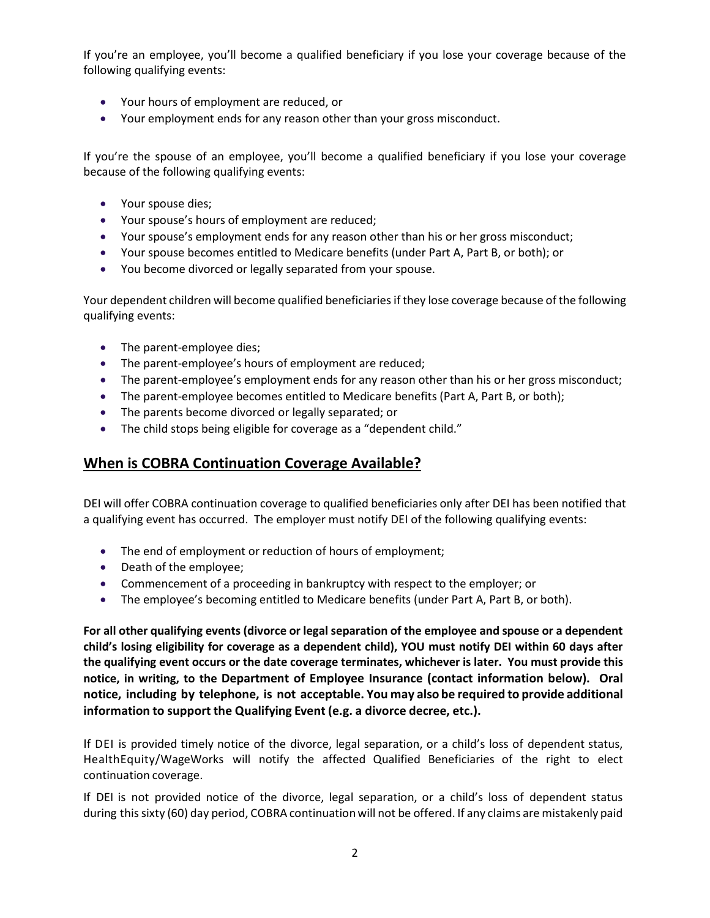If you're an employee, you'll become a qualified beneficiary if you lose your coverage because of the following qualifying events:

- Your hours of employment are reduced, or
- Your employment ends for any reason other than your gross misconduct.

If you're the spouse of an employee, you'll become a qualified beneficiary if you lose your coverage because of the following qualifying events:

- Your spouse dies;
- Your spouse's hours of employment are reduced;
- Your spouse's employment ends for any reason other than his or her gross misconduct;
- Your spouse becomes entitled to Medicare benefits (under Part A, Part B, or both); or
- You become divorced or legally separated from your spouse.

Your dependent children will become qualified beneficiaries if they lose coverage because of the following qualifying events:

- The parent-employee dies;
- The parent-employee's hours of employment are reduced;
- The parent-employee's employment ends for any reason other than his or her gross misconduct;
- The parent-employee becomes entitled to Medicare benefits (Part A, Part B, or both);
- The parents become divorced or legally separated; or
- The child stops being eligible for coverage as a "dependent child."

## When is COBRA Continuation Coverage Available?

DEI will offer COBRA continuation coverage to qualified beneficiaries only after DEI has been notified that a qualifying event has occurred. The employer must notify DEI of the following qualifying events:

- The end of employment or reduction of hours of employment;
- Death of the employee;
- Commencement of a proceeding in bankruptcy with respect to the employer; or
- The employee's becoming entitled to Medicare benefits (under Part A, Part B, or both).

**For all other qualifying events (divorce or legal separation of the employee and spouse or a dependent child's losing eligibility for coverage as a dependent child), YOU must notify DEI within 60 days after the qualifying event occurs or the date coverage terminates, whichever is later. You must provide this notice, in writing, to the Department of Employee Insurance (contact information below). Oral notice, including by telephone, is not acceptable. You may also be required to provide additional information to support the Qualifying Event (e.g. a divorce decree, etc.).**

If DEI is provided timely notice of the divorce, legal separation, or a child's loss of dependent status, HealthEquity/WageWorks will notify the affected Qualified Beneficiaries of the right to elect continuation coverage.

If DEI is not provided notice of the divorce, legal separation, or a child's loss of dependent status during this sixty (60) day period, COBRA continuation will not be offered. If any claims are mistakenly paid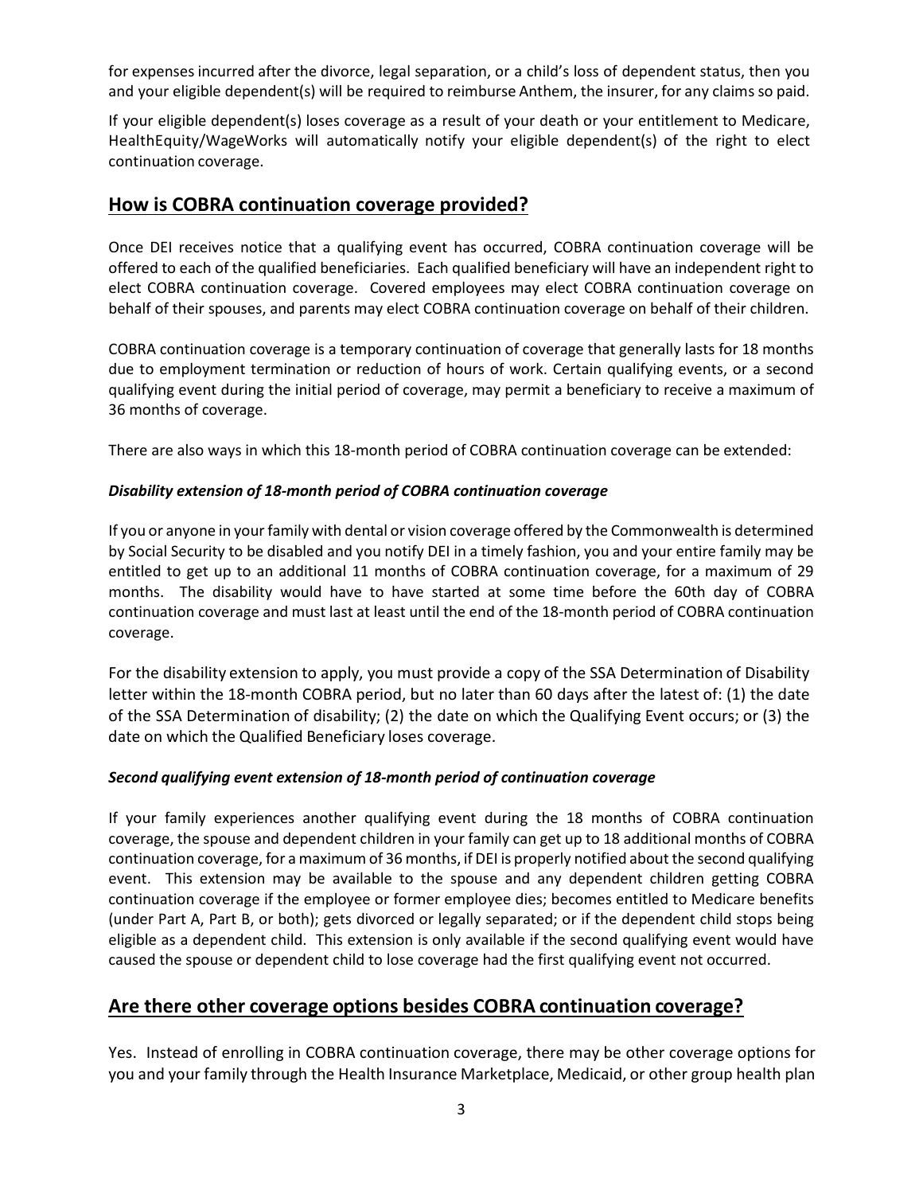for expenses incurred after the divorce, legal separation, or a child's loss of dependent status, then you and your eligible dependent(s) will be required to reimburse Anthem, the insurer, for any claims so paid.

If your eligible dependent(s) loses coverage as a result of your death or your entitlement to Medicare, HealthEquity/WageWorks will automatically notify your eligible dependent(s) of the right to elect continuation coverage.

## How is COBRA continuation coverage provided?

Once DEI receives notice that a qualifying event has occurred, COBRA continuation coverage will be offered to each of the qualified beneficiaries. Each qualified beneficiary will have an independent right to elect COBRA continuation coverage. Covered employees may elect COBRA continuation coverage on behalf of their spouses, and parents may elect COBRA continuation coverage on behalf of their children.

COBRA continuation coverage is a temporary continuation of coverage that generally lasts for 18 months due to employment termination or reduction of hours of work. Certain qualifying events, or a second qualifying event during the initial period of coverage, may permit a beneficiary to receive a maximum of 36 months of coverage.

There are also ways in which this 18-month period of COBRA continuation coverage can be extended:

***Disability extension of 18-month period of COBRA continuation coverage***

If you or anyone in your family with dental or vision coverage offered by the Commonwealth is determined by Social Security to be disabled and you notify DEI in a timely fashion, you and your entire family may be entitled to get up to an additional 11 months of COBRA continuation coverage, for a maximum of 29 months. The disability would have to have started at some time before the 60th day of COBRA continuation coverage and must last at least until the end of the 18-month period of COBRA continuation coverage.

For the disability extension to apply, you must provide a copy of the SSA Determination of Disability letter within the 18-month COBRA period, but no later than 60 days after the latest of: (1) the date of the SSA Determination of disability; (2) the date on which the Qualifying Event occurs; or (3) the date on which the Qualified Beneficiary loses coverage.

***Second qualifying event extension of 18-month period of continuation coverage***

If your family experiences another qualifying event during the 18 months of COBRA continuation coverage, the spouse and dependent children in your family can get up to 18 additional months of COBRA continuation coverage, for a maximum of 36 months, if DEI is properly notified about the second qualifying event. This extension may be available to the spouse and any dependent children getting COBRA continuation coverage if the employee or former employee dies; becomes entitled to Medicare benefits (under Part A, Part B, or both); gets divorced or legally separated; or if the dependent child stops being eligible as a dependent child. This extension is only available if the second qualifying event would have caused the spouse or dependent child to lose coverage had the first qualifying event not occurred.

## Are there other coverage options besides COBRA continuation coverage?

Yes. Instead of enrolling in COBRA continuation coverage, there may be other coverage options for you and your family through the Health Insurance Marketplace, Medicaid, or other group health plan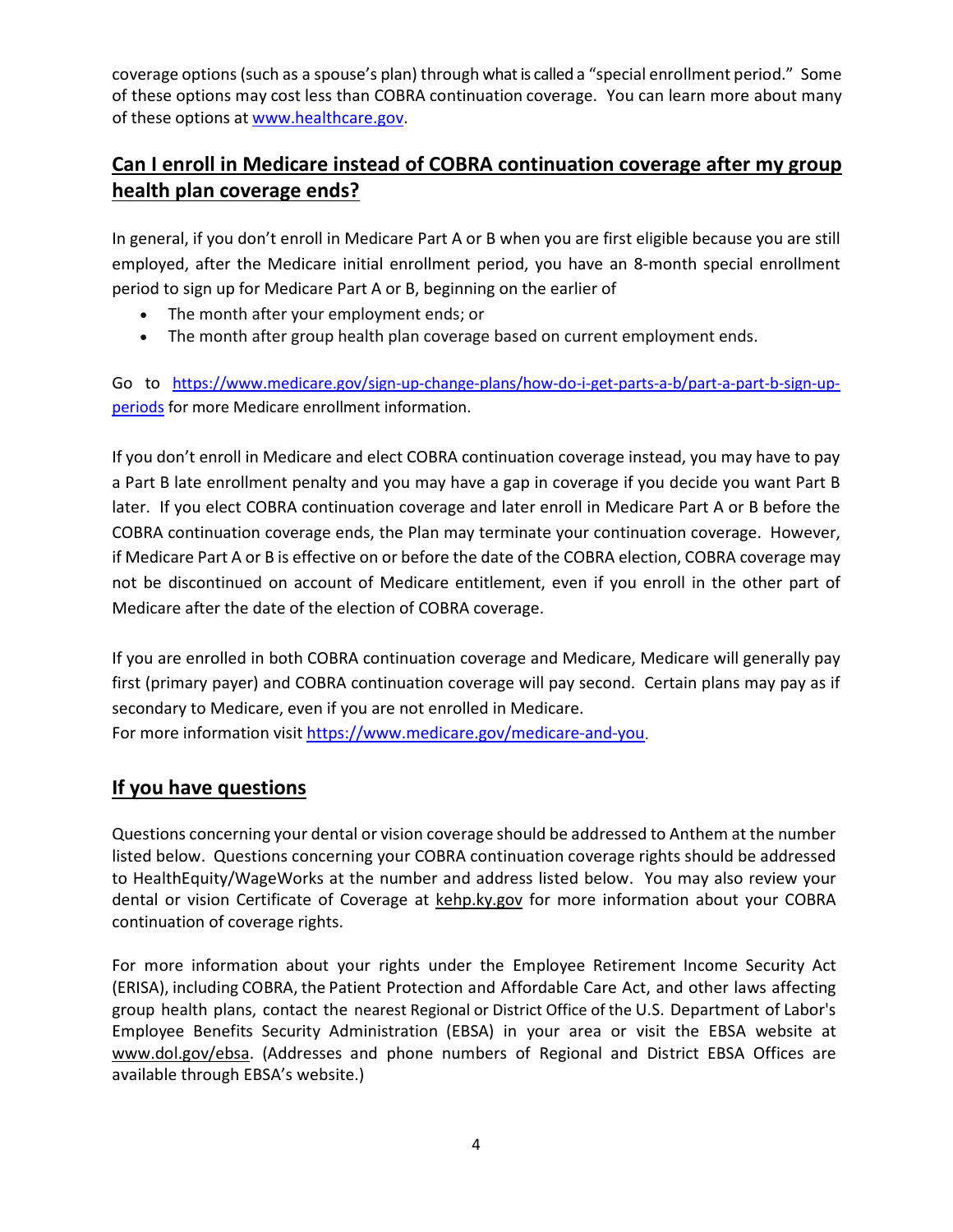coverage options (such as a spouse's plan) through what is called a "special enrollment period." Some of these options may cost less than COBRA continuation coverage. You can learn more about many of these options at [www.healthcare.gov](http://www.healthcare.gov).

## Can I enroll in Medicare instead of COBRA continuation coverage after my group health plan coverage ends?

In general, if you don't enroll in Medicare Part A or B when you are first eligible because you are still employed, after the Medicare initial enrollment period, you have an 8-month special enrollment period to sign up for Medicare Part A or B, beginning on the earlier of

- The month after your employment ends; or
- The month after group health plan coverage based on current employment ends.

Go to [https://www.medicare.gov/sign-up-change-plans/how-do-i-get-parts-a-b/part-a-part-b-sign-up-periods](https://www.medicare.gov/sign-up-change-plans/how-do-i-get-parts-a-b/part-a-part-b-sign-up-periods) for more Medicare enrollment information.

If you don't enroll in Medicare and elect COBRA continuation coverage instead, you may have to pay a Part B late enrollment penalty and you may have a gap in coverage if you decide you want Part B later. If you elect COBRA continuation coverage and later enroll in Medicare Part A or B before the COBRA continuation coverage ends, the Plan may terminate your continuation coverage. However, if Medicare Part A or B is effective on or before the date of the COBRA election, COBRA coverage may not be discontinued on account of Medicare entitlement, even if you enroll in the other part of Medicare after the date of the election of COBRA coverage.

If you are enrolled in both COBRA continuation coverage and Medicare, Medicare will generally pay first (primary payer) and COBRA continuation coverage will pay second. Certain plans may pay as if secondary to Medicare, even if you are not enrolled in Medicare.
For more information visit [https://www.medicare.gov/medicare-and-you](https://www.medicare.gov/medicare-and-you).

## If you have questions

Questions concerning your dental or vision coverage should be addressed to Anthem at the number listed below. Questions concerning your COBRA continuation coverage rights should be addressed to HealthEquity/WageWorks at the number and address listed below. You may also review your dental or vision Certificate of Coverage at kehp.ky.gov for more information about your COBRA continuation of coverage rights.

For more information about your rights under the Employee Retirement Income Security Act (ERISA), including COBRA, the Patient Protection and Affordable Care Act, and other laws affecting group health plans, contact the nearest Regional or District Office of the U.S. Department of Labor's Employee Benefits Security Administration (EBSA) in your area or visit the EBSA website at www.dol.gov/ebsa. (Addresses and phone numbers of Regional and District EBSA Offices are available through EBSA's website.)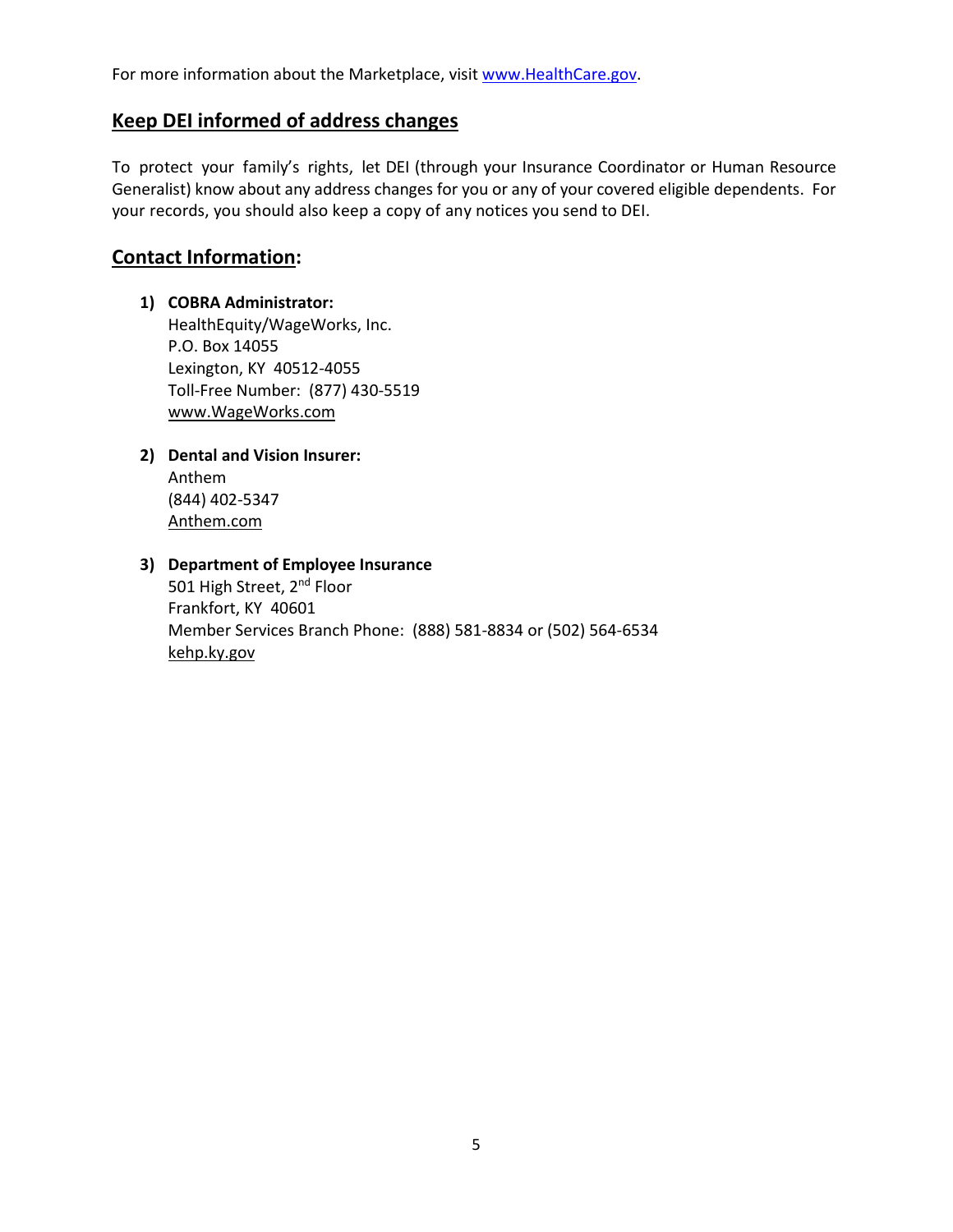For more information about the Marketplace, visit www.HealthCare.gov.

## Keep DEI informed of address changes

To protect your family's rights, let DEI (through your Insurance Coordinator or Human Resource Generalist) know about any address changes for you or any of your covered eligible dependents. For your records, you should also keep a copy of any notices you send to DEI.

## Contact Information:

1) **COBRA Administrator:**
   HealthEquity/WageWorks, Inc.
   P.O. Box 14055
   Lexington, KY 40512-4055
   Toll-Free Number: (877) 430-5519
   www.WageWorks.com

2) **Dental and Vision Insurer:**
   Anthem
   (844) 402-5347
   Anthem.com

3) **Department of Employee Insurance**
   501 High Street, 2nd Floor
   Frankfort, KY 40601
   Member Services Branch Phone: (888) 581-8834 or (502) 564-6534
   kehp.ky.gov